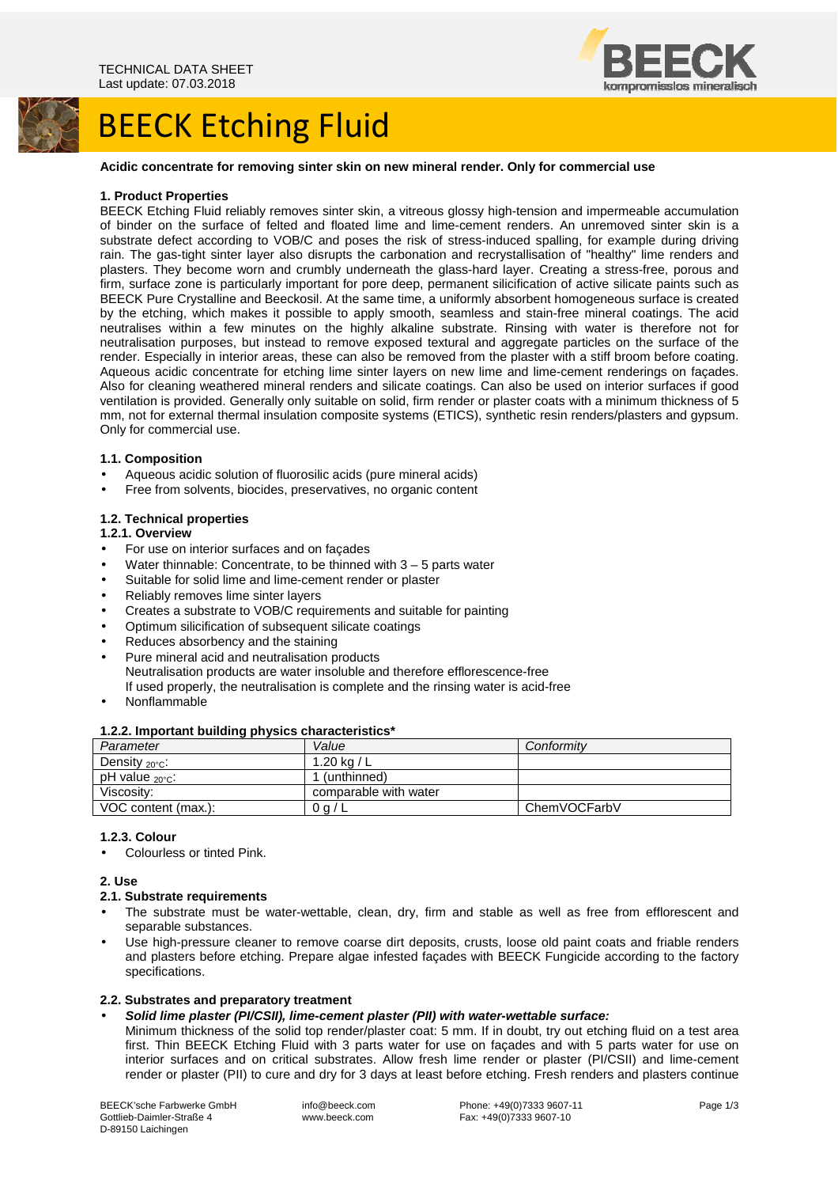TECHNICAL DATA SHEET
Last update: 07.03.2018

# BEECK Etching Fluid

**Acidic concentrate for removing sinter skin on new mineral render. Only for commercial use**

## 1. Product Properties

BEECK Etching Fluid reliably removes sinter skin, a vitreous glossy high-tension and impermeable accumulation of binder on the surface of felted and floated lime and lime-cement renders. An unremoved sinter skin is a substrate defect according to VOB/C and poses the risk of stress-induced spalling, for example during driving rain. The gas-tight sinter layer also disrupts the carbonation and recrystallisation of "healthy" lime renders and plasters. They become worn and crumbly underneath the glass-hard layer. Creating a stress-free, porous and firm, surface zone is particularly important for pore deep, permanent silicification of active silicate paints such as BEECK Pure Crystalline and Beeckosil. At the same time, a uniformly absorbent homogeneous surface is created by the etching, which makes it possible to apply smooth, seamless and stain-free mineral coatings. The acid neutralises within a few minutes on the highly alkaline substrate. Rinsing with water is therefore not for neutralisation purposes, but instead to remove exposed textural and aggregate particles on the surface of the render. Especially in interior areas, these can also be removed from the plaster with a stiff broom before coating. Aqueous acidic concentrate for etching lime sinter layers on new lime and lime-cement renderings on façades. Also for cleaning weathered mineral renders and silicate coatings. Can also be used on interior surfaces if good ventilation is provided. Generally only suitable on solid, firm render or plaster coats with a minimum thickness of 5 mm, not for external thermal insulation composite systems (ETICS), synthetic resin renders/plasters and gypsum. Only for commercial use.

### 1.1. Composition

- Aqueous acidic solution of fluorosilic acids (pure mineral acids)
- Free from solvents, biocides, preservatives, no organic content

### 1.2. Technical properties

#### 1.2.1. Overview

- For use on interior surfaces and on façades
- Water thinnable: Concentrate, to be thinned with 3 – 5 parts water
- Suitable for solid lime and lime-cement render or plaster
- Reliably removes lime sinter layers
- Creates a substrate to VOB/C requirements and suitable for painting
- Optimum silicification of subsequent silicate coatings
- Reduces absorbency and the staining
- Pure mineral acid and neutralisation products
  Neutralisation products are water insoluble and therefore efflorescence-free
  If used properly, the neutralisation is complete and the rinsing water is acid-free
- Nonflammable

#### 1.2.2. Important building physics characteristics*

| *Parameter* | *Value* | *Conformity* |
|---|---|---|
| Density $_{20°C}$: | 1.20 kg / L | |
| pH value $_{20°C}$: | 1 (unthinned) | |
| Viscosity: | comparable with water | |
| VOC content (max.): | 0 g / L | ChemVOCFarbV |

#### 1.2.3. Colour

- Colourless or tinted Pink.

## 2. Use

### 2.1. Substrate requirements

- The substrate must be water-wettable, clean, dry, firm and stable as well as free from efflorescent and separable substances.
- Use high-pressure cleaner to remove coarse dirt deposits, crusts, loose old paint coats and friable renders and plasters before etching. Prepare algae infested façades with BEECK Fungicide according to the factory specifications.

### 2.2. Substrates and preparatory treatment

- ***Solid lime plaster (PI/CSII), lime-cement plaster (PII) with water-wettable surface:***
  Minimum thickness of the solid top render/plaster coat: 5 mm. If in doubt, try out etching fluid on a test area first. Thin BEECK Etching Fluid with 3 parts water for use on façades and with 5 parts water for use on interior surfaces and on critical substrates. Allow fresh lime render or plaster (PI/CSII) and lime-cement render or plaster (PII) to cure and dry for 3 days at least before etching. Fresh renders and plasters continue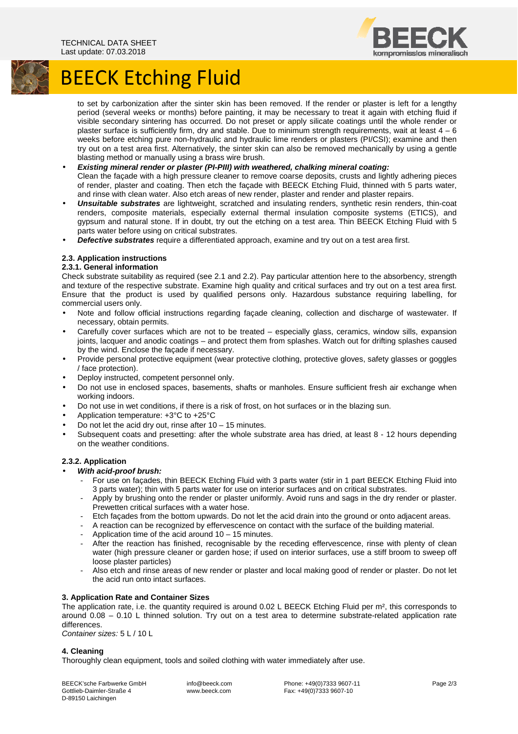to set by carbonization after the sinter skin has been removed. If the render or plaster is left for a lengthy period (several weeks or months) before painting, it may be necessary to treat it again with etching fluid if visible secondary sintering has occurred. Do not preset or apply silicate coatings until the whole render or plaster surface is sufficiently firm, dry and stable. Due to minimum strength requirements, wait at least 4 – 6 weeks before etching pure non-hydraulic and hydraulic lime renders or plasters (PI/CSI); examine and then try out on a test area first. Alternatively, the sinter skin can also be removed mechanically by using a gentle blasting method or manually using a brass wire brush.

- ***Existing mineral render or plaster (PI-PIII) with weathered, chalking mineral coating:*** Clean the façade with a high pressure cleaner to remove coarse deposits, crusts and lightly adhering pieces of render, plaster and coating. Then etch the façade with BEECK Etching Fluid, thinned with 5 parts water, and rinse with clean water. Also etch areas of new render, plaster and render and plaster repairs.
- ***Unsuitable substrates*** are lightweight, scratched and insulating renders, synthetic resin renders, thin-coat renders, composite materials, especially external thermal insulation composite systems (ETICS), and gypsum and natural stone. If in doubt, try out the etching on a test area. Thin BEECK Etching Fluid with 5 parts water before using on critical substrates.
- ***Defective substrates*** require a differentiated approach, examine and try out on a test area first.

### 2.3. Application instructions

#### 2.3.1. General information

Check substrate suitability as required (see 2.1 and 2.2). Pay particular attention here to the absorbency, strength and texture of the respective substrate. Examine high quality and critical surfaces and try out on a test area first. Ensure that the product is used by qualified persons only. Hazardous substance requiring labelling, for commercial users only.

- Note and follow official instructions regarding façade cleaning, collection and discharge of wastewater. If necessary, obtain permits.
- Carefully cover surfaces which are not to be treated – especially glass, ceramics, window sills, expansion joints, lacquer and anodic coatings – and protect them from splashes. Watch out for drifting splashes caused by the wind. Enclose the façade if necessary.
- Provide personal protective equipment (wear protective clothing, protective gloves, safety glasses or goggles / face protection).
- Deploy instructed, competent personnel only.
- Do not use in enclosed spaces, basements, shafts or manholes. Ensure sufficient fresh air exchange when working indoors.
- Do not use in wet conditions, if there is a risk of frost, on hot surfaces or in the blazing sun.
- Application temperature: +3°C to +25°C
- Do not let the acid dry out, rinse after 10 – 15 minutes.
- Subsequent coats and presetting: after the whole substrate area has dried, at least 8 - 12 hours depending on the weather conditions.

#### 2.3.2. Application

- ***With acid-proof brush:***
  - For use on façades, thin BEECK Etching Fluid with 3 parts water (stir in 1 part BEECK Etching Fluid into 3 parts water); thin with 5 parts water for use on interior surfaces and on critical substrates.
  - Apply by brushing onto the render or plaster uniformly. Avoid runs and sags in the dry render or plaster. Prewetten critical surfaces with a water hose.
  - Etch façades from the bottom upwards. Do not let the acid drain into the ground or onto adjacent areas.
  - A reaction can be recognized by effervescence on contact with the surface of the building material.
  - Application time of the acid around 10 – 15 minutes.
  - After the reaction has finished, recognisable by the receding effervescence, rinse with plenty of clean water (high pressure cleaner or garden hose; if used on interior surfaces, use a stiff broom to sweep off loose plaster particles)
  - Also etch and rinse areas of new render or plaster and local making good of render or plaster. Do not let the acid run onto intact surfaces.

### 3. Application Rate and Container Sizes

The application rate, i.e. the quantity required is around 0.02 L BEECK Etching Fluid per m², this corresponds to around 0.08 – 0.10 L thinned solution. Try out on a test area to determine substrate-related application rate differences.

*Container sizes:* 5 L / 10 L

### 4. Cleaning

Thoroughly clean equipment, tools and soiled clothing with water immediately after use.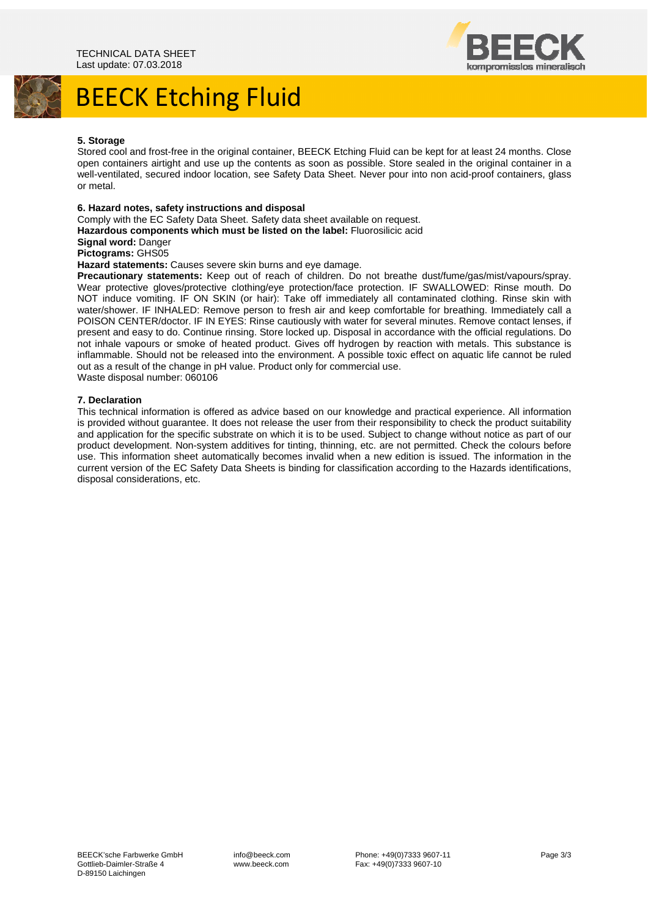# BEECK Etching Fluid

TECHNICAL DATA SHEET
Last update: 07.03.2018

### 5. Storage

Stored cool and frost-free in the original container, BEECK Etching Fluid can be kept for at least 24 months. Close open containers airtight and use up the contents as soon as possible. Store sealed in the original container in a well-ventilated, secured indoor location, see Safety Data Sheet. Never pour into non acid-proof containers, glass or metal.

### 6. Hazard notes, safety instructions and disposal

Comply with the EC Safety Data Sheet. Safety data sheet available on request.
**Hazardous components which must be listed on the label:** Fluorosilicic acid
**Signal word:** Danger
**Pictograms:** GHS05
**Hazard statements:** Causes severe skin burns and eye damage.
**Precautionary statements:** Keep out of reach of children. Do not breathe dust/fume/gas/mist/vapours/spray. Wear protective gloves/protective clothing/eye protection/face protection. IF SWALLOWED: Rinse mouth. Do NOT induce vomiting. IF ON SKIN (or hair): Take off immediately all contaminated clothing. Rinse skin with water/shower. IF INHALED: Remove person to fresh air and keep comfortable for breathing. Immediately call a POISON CENTER/doctor. IF IN EYES: Rinse cautiously with water for several minutes. Remove contact lenses, if present and easy to do. Continue rinsing. Store locked up. Disposal in accordance with the official regulations. Do not inhale vapours or smoke of heated product. Gives off hydrogen by reaction with metals. This substance is inflammable. Should not be released into the environment. A possible toxic effect on aquatic life cannot be ruled out as a result of the change in pH value. Product only for commercial use.
Waste disposal number: 060106

### 7. Declaration

This technical information is offered as advice based on our knowledge and practical experience. All information is provided without guarantee. It does not release the user from their responsibility to check the product suitability and application for the specific substrate on which it is to be used. Subject to change without notice as part of our product development. Non-system additives for tinting, thinning, etc. are not permitted. Check the colours before use. This information sheet automatically becomes invalid when a new edition is issued. The information in the current version of the EC Safety Data Sheets is binding for classification according to the Hazards identifications, disposal considerations, etc.

BEECK'sche Farbwerke GmbH
Gottlieb-Daimler-Straße 4
D-89150 Laichingen

info@beeck.com
www.beeck.com

Phone: +49(0)7333 9607-11
Fax: +49(0)7333 9607-10